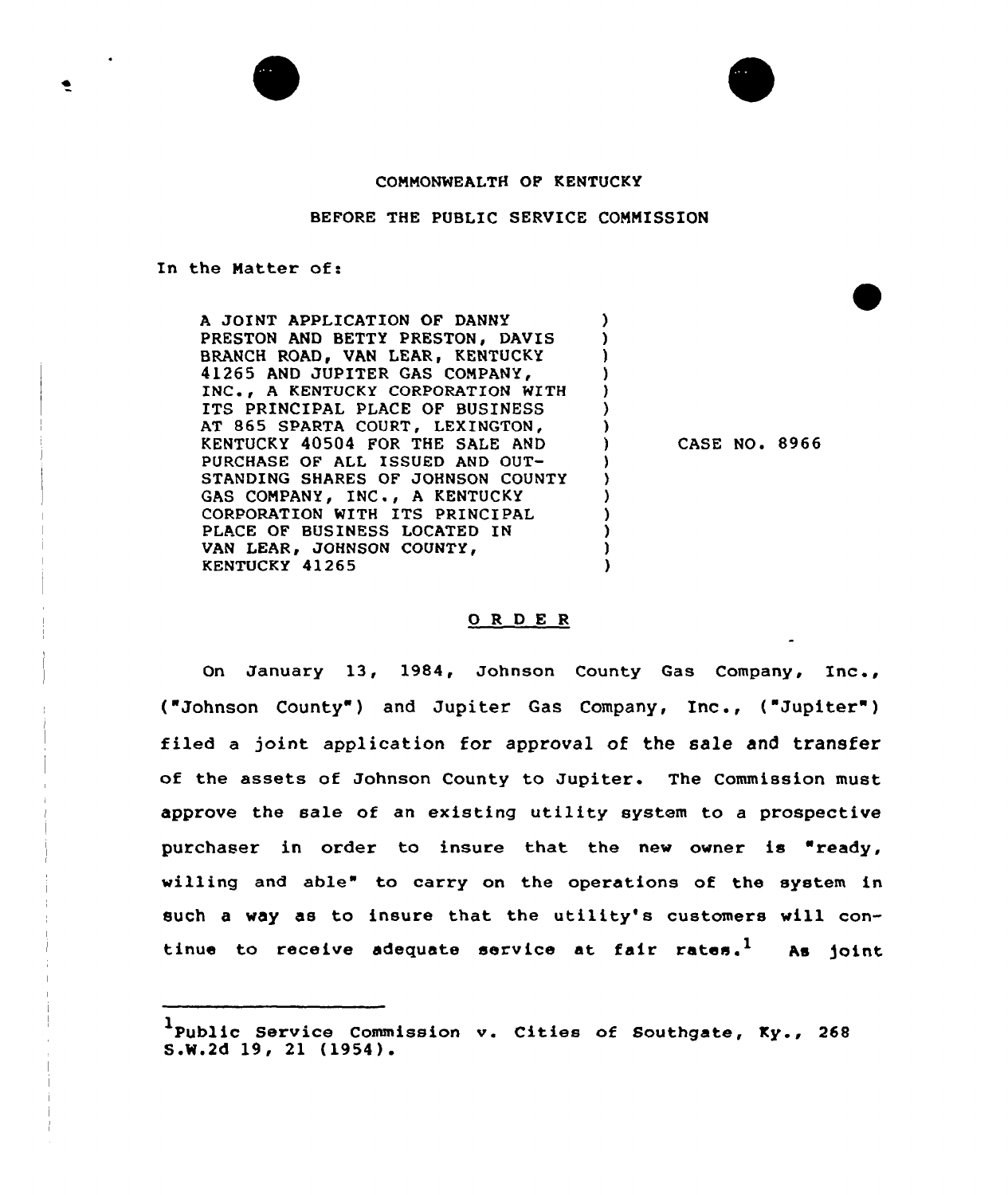COMMONWEALTH OF KENTUCKY

BEFORE THE PUBLIC SERVICE COMMISSION

In the Matter of:

A JOINT APPLICATION OF DANNY PRESTON AND BETTY PRESTON, DAVIS BRANCH ROAD, VAN LEAR, KENTUCKY 41265 AND JUPITER GAS COMPANY, INC., A KENTUCKY CORPORATION WITH ITS PRINCIPAL PLACE OF BUSINESS AT 865 SPARTA COURT, LEXINGTON, KENTUCKY 40504 FOR THE SALE AND PURCHASE OF ALL ISSUED AND OUTSTANDING SHARES OF JOHNSON COUNTY GAS COMPANY, INC., A KENTUCKY CORPORATION WITH ITS PRINCIPAL PLACE OF BUSINESS LOCATED IN VAN LEAR, JOHNSON COUNTY, KENTUCKY 41265 ) CASE NO. 8966

## ORDER

On January 13, 1984, Johnson County Gas Company, Inc., ("Johnson County") and Jupiter Gas Company, Inc., ("Jupiter") filed a joint application for approval of the sale and transfer of the assets of Johnson County to Jupiter. The Commission must approve the sale of an existing utility system to a prospective purchaser in order to insure that the new owner is "ready, willing and able" to carry on the operations of the system in such a way as to insure that the utility's customers will continue to receive adequate service at fair rates.[1] As joint

---

[1] Public Service Commission v. Cities of Southgate, Ky., 268 S.W.2d 19, 21 (1954).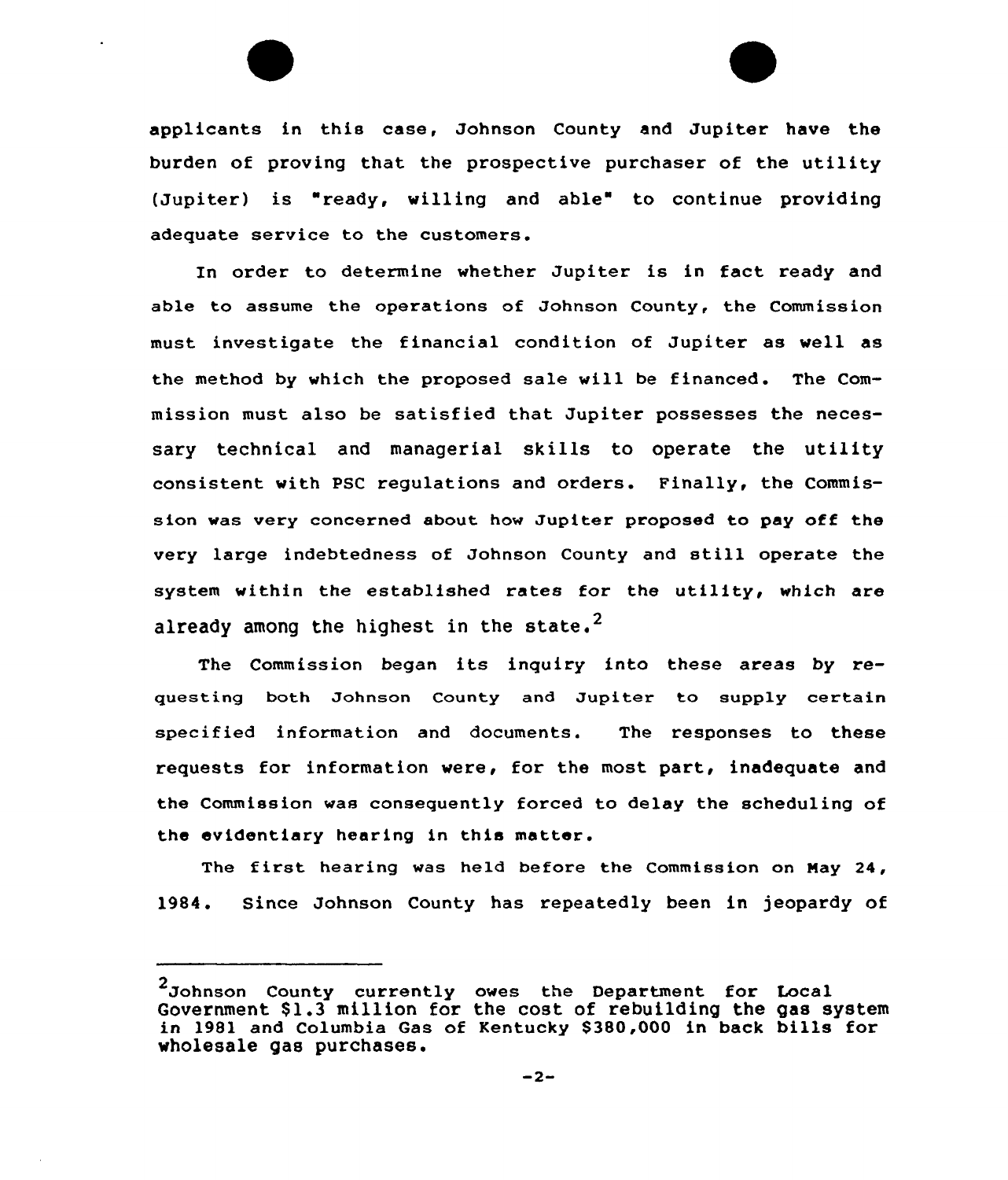applicants in this case, Johnson County and Jupiter have the burden of proving that the prospective purchaser of the utility (Jupiter) is "ready, willing and able" to continue providing adequate service to the customers.

In order to determine whether Jupiter is in fact ready and able to assume the operations of Johnson County, the Commission must investigate the financial condition of Jupiter as well as the method by which the proposed sale will be financed. The Commission must also be satisfied that Jupiter possesses the necessary technical and managerial skills to operate the utility consistent with PSC regulations and orders. Finally, the Commission was very concerned about how Jupiter proposed to pay off the very large indebtedness of Johnson County and still operate the system within the established rates for the utility, which are already among the highest in the state.[2]

The Commission began its inquiry into these areas by requesting both Johnson County and Jupiter to supply certain specified information and documents. The responses to these requests for information were, for the most part, inadequate and the Commission was consequently forced to delay the scheduling of the evidentiary hearing in this matter.

The first hearing was held before the Commission on May 24, 1984. Since Johnson County has repeatedly been in jeopardy of

---

[2] Johnson County currently owes the Department for Local Government $1.3 million for the cost of rebuilding the gas system in 1981 and Columbia Gas of Kentucky $380,000 in back bills for wholesale gas purchases.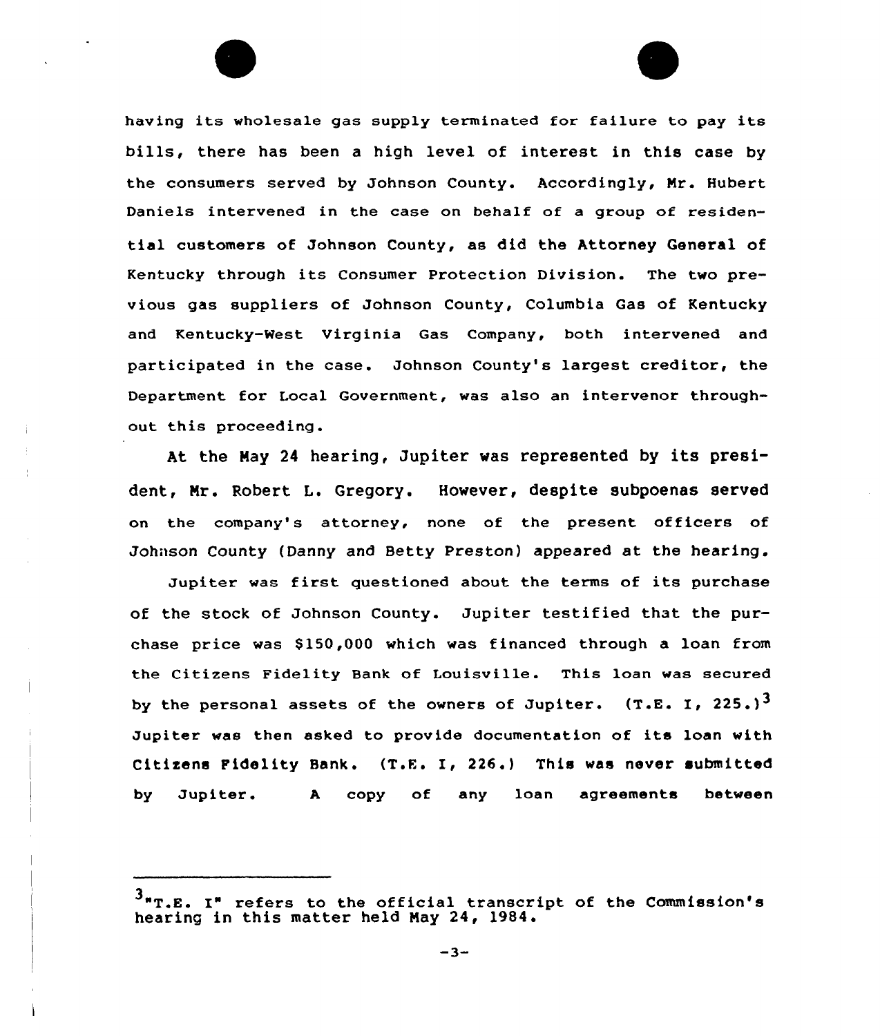having its wholesale gas supply terminated for failure to pay its bills, there has been a high level of interest in this case by the consumers served by Johnson County. Accordingly, Mr. Hubert Daniels intervened in the case on behalf of a group of residential customers of Johnson County, as did the Attorney General of Kentucky through its Consumer Protection Division. The two previous gas suppliers of Johnson County, Columbia Gas of Kentucky and Kentucky-West Virginia Gas Company, both intervened and participated in the case. Johnson County's largest creditor, the Department for Local Government, was also an intervenor throughout this proceeding.

At the May 24 hearing, Jupiter was represented by its president, Mr. Robert L. Gregory. However, despite subpoenas served on the company's attorney, none of the present officers of Johnson County (Danny and Betty Preston) appeared at the hearing.

Jupiter was first questioned about the terms of its purchase of the stock of Johnson County. Jupiter testified that the purchase price was $150,000 which was financed through a loan from the Citizens Fidelity Bank of Louisville. This loan was secured by the personal assets of the owners of Jupiter. (T.E. I, 225.)[3] Jupiter was then asked to provide documentation of its loan with Citizens Fidelity Bank. (T.E. I, 226.) This was never submitted by Jupiter. A copy of any loan agreements between

---

[3] "T.E. I" refers to the official transcript of the Commission's hearing in this matter held May 24, 1984.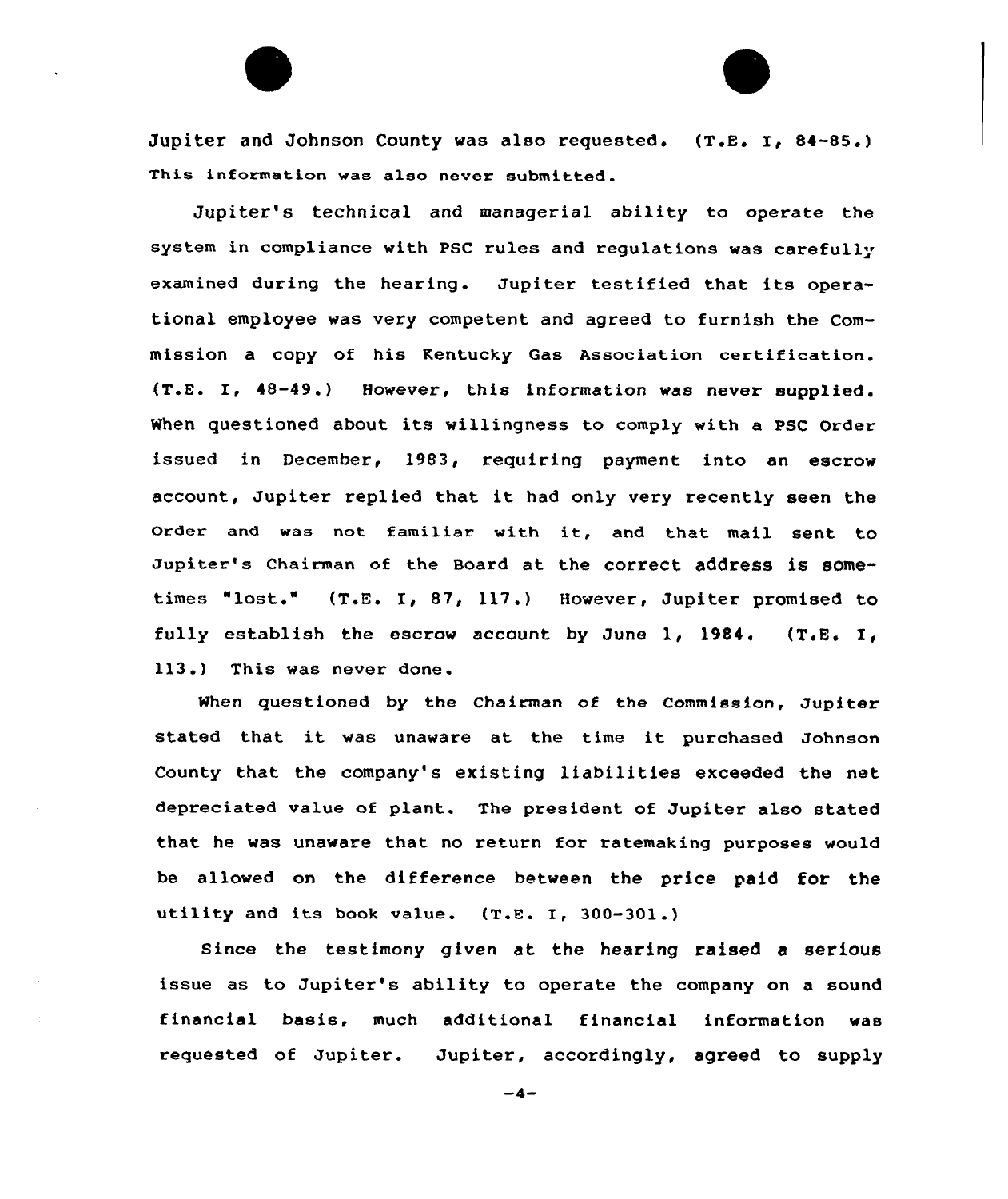Jupiter and Johnson County was also requested. (T.E. I, 84-85.) This information was also never submitted.

Jupiter's technical and managerial ability to operate the system in compliance with PSC rules and regulations was carefully examined during the hearing. Jupiter testified that its operational employee was very competent and agreed to furnish the Commission a copy of his Kentucky Gas Association certification. (T.E. I, 48-49.) However, this information was never supplied. When questioned about its willingness to comply with a PSC Order issued in December, 1983, requiring payment into an escrow account, Jupiter replied that it had only very recently seen the Order and was not familiar with it, and that mail sent to Jupiter's Chairman of the Board at the correct address is sometimes "lost." (T.E. I, 87, 117.) However, Jupiter promised to fully establish the escrow account by June 1, 1984. (T.E. I, 113.) This was never done.

When questioned by the Chairman of the Commission, Jupiter stated that it was unaware at the time it purchased Johnson County that the company's existing liabilities exceeded the net depreciated value of plant. The president of Jupiter also stated that he was unaware that no return for ratemaking purposes would be allowed on the difference between the price paid for the utility and its book value. (T.E. I, 300-301.)

Since the testimony given at the hearing raised a serious issue as to Jupiter's ability to operate the company on a sound financial basis, much additional financial information was requested of Jupiter. Jupiter, accordingly, agreed to supply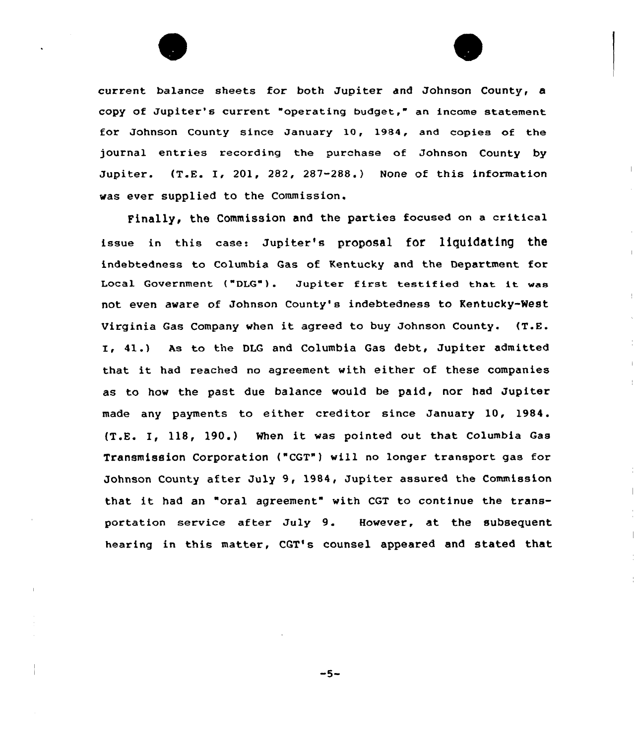current balance sheets for both Jupiter and Johnson County, a copy of Jupiter's current "operating budget," an income statement for Johnson County since January 10, 1984, and copies of the journal entries recording the purchase of Johnson County by Jupiter. (T.E. I, 201, 282, 287-288.) None of this information was ever supplied to the Commission.

Finally, the Commission and the parties focused on a critical issue in this case: Jupiter's proposal for liquidating the indebtedness to Columbia Gas of Kentucky and the Department for Local Government ("DLG"). Jupiter first testified that it was not even aware of Johnson County's indebtedness to Kentucky-West Virginia Gas Company when it agreed to buy Johnson County. (T.E. I, 41.) As to the DLG and Columbia Gas debt, Jupiter admitted that it had reached no agreement with either of these companies as to how the past due balance would be paid, nor had Jupiter made any payments to either creditor since January 10, 1984. (T.E. I, 118, 190.) When it was pointed out that Columbia Gas Transmission Corporation ("CGT") will no longer transport gas for Johnson County after July 9, 1984, Jupiter assured the Commission that it had an "oral agreement" with CGT to continue the transportation service after July 9. However, at the subsequent hearing in this matter, CGT's counsel appeared and stated that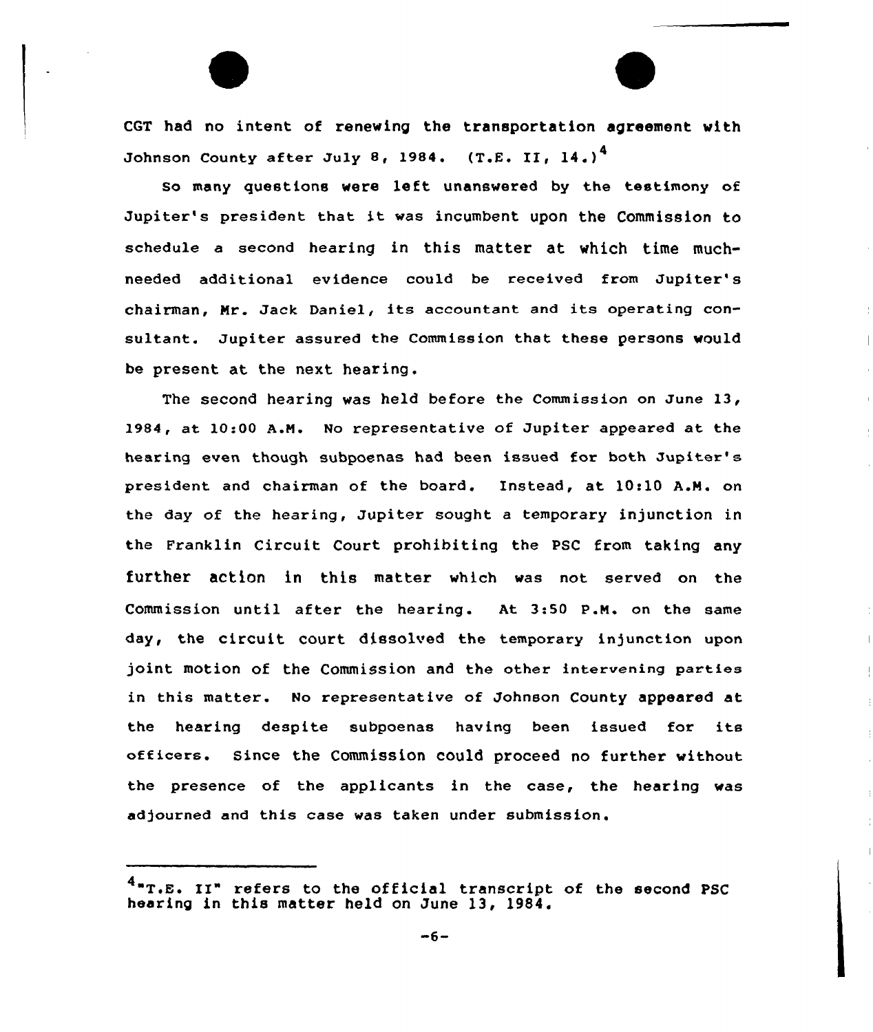CGT had no intent of renewing the transportation agreement with Johnson County after July 8, 1984. (T.E. II, 14.)[4]

So many questions were left unanswered by the testimony of Jupiter's president that it was incumbent upon the Commission to schedule a second hearing in this matter at which time much-needed additional evidence could be received from Jupiter's chairman, Mr. Jack Daniel, its accountant and its operating consultant. Jupiter assured the Commission that these persons would be present at the next hearing.

The second hearing was held before the Commission on June 13, 1984, at 10:00 A.M. No representative of Jupiter appeared at the hearing even though subpoenas had been issued for both Jupiter's president and chairman of the board. Instead, at 10:10 A.M. on the day of the hearing, Jupiter sought a temporary injunction in the Franklin Circuit Court prohibiting the PSC from taking any further action in this matter which was not served on the Commission until after the hearing. At 3:50 P.M. on the same day, the circuit court dissolved the temporary injunction upon joint motion of the Commission and the other intervening parties in this matter. No representative of Johnson County appeared at the hearing despite subpoenas having been issued for its officers. Since the Commission could proceed no further without the presence of the applicants in the case, the hearing was adjourned and this case was taken under submission.

---

[4] "T.E. II" refers to the official transcript of the second PSC hearing in this matter held on June 13, 1984.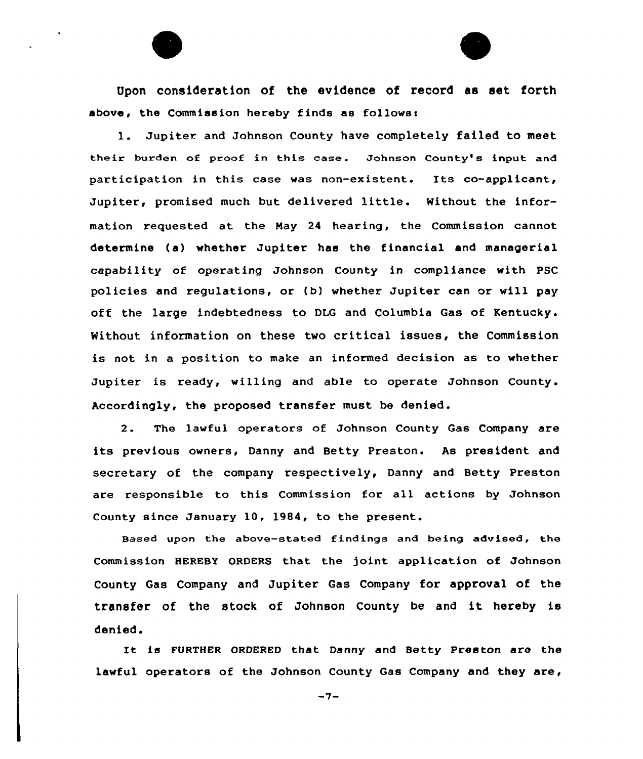Upon consideration of the evidence of record as set forth above, the Commission hereby finds as follows:

1. Jupiter and Johnson County have completely failed to meet their burden of proof in this case. Johnson County's input and participation in this case was non-existent. Its co-applicant, Jupiter, promised much but delivered little. Without the information requested at the May 24 hearing, the Commission cannot determine (a) whether Jupiter has the financial and managerial capability of operating Johnson County in compliance with PSC policies and regulations, or (b) whether Jupiter can or will pay off the large indebtedness to DLG and Columbia Gas of Kentucky. Without information on these two critical issues, the Commission is not in a position to make an informed decision as to whether Jupiter is ready, willing and able to operate Johnson County. Accordingly, the proposed transfer must be denied.

2. The lawful operators of Johnson County Gas Company are its previous owners, Danny and Betty Preston. As president and secretary of the company respectively, Danny and Betty Preston are responsible to this Commission for all actions by Johnson County since January 10, 1984, to the present.

Based upon the above-stated findings and being advised, the Commission HEREBY ORDERS that the joint application of Johnson County Gas Company and Jupiter Gas Company for approval of the transfer of the stock of Johnson County be and it hereby is denied.

It is FURTHER ORDERED that Danny and Betty Preston are the lawful operators of the Johnson County Gas Company and they are,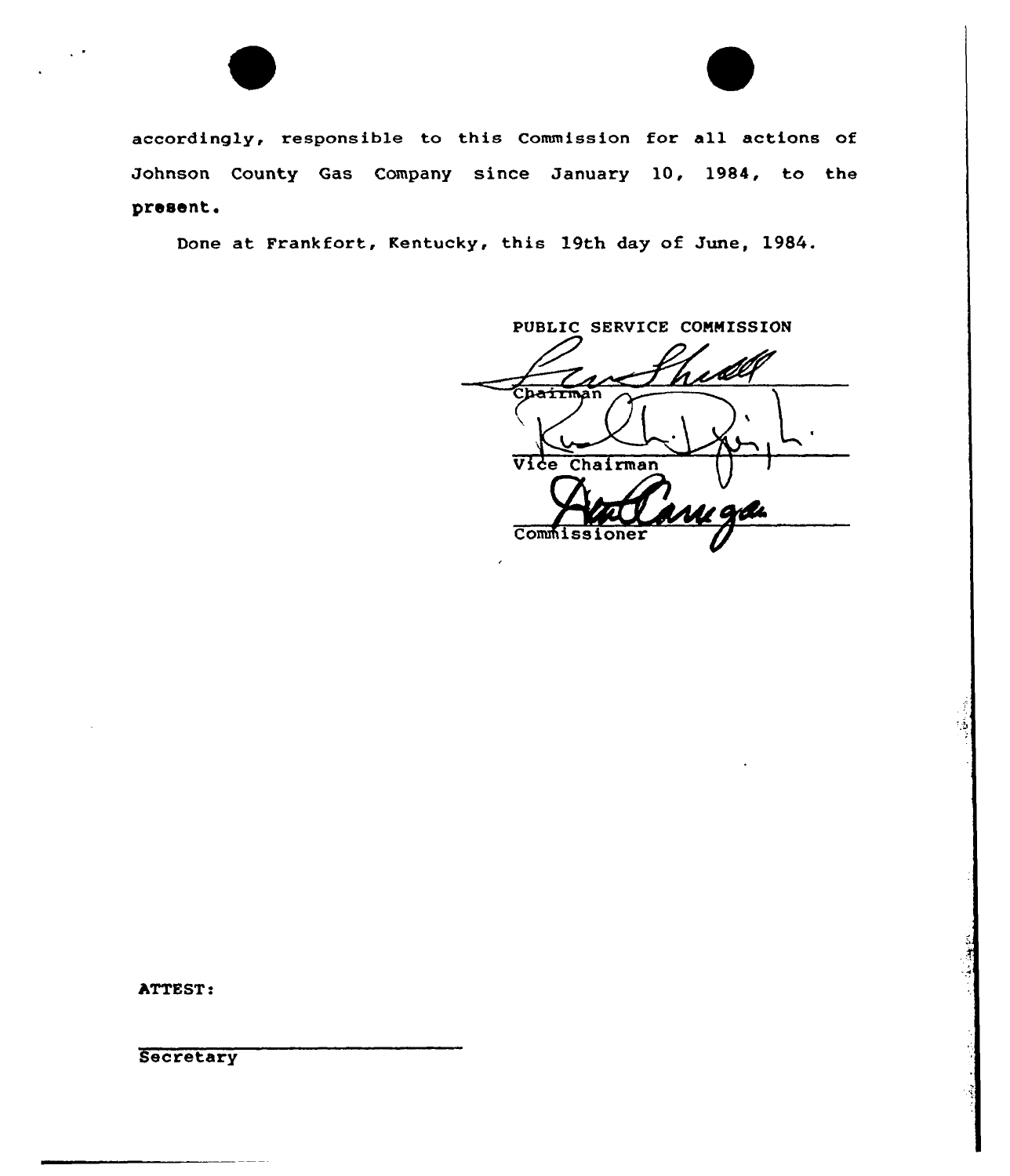accordingly, responsible to this Commission for all actions of Johnson County Gas Company since January 10, 1984, to the present.

Done at Frankfort, Kentucky, this 19th day of June, 1984.

PUBLIC SERVICE COMMISSION

Chairman

Vice Chairman

Commissioner

ATTEST:

Secretary